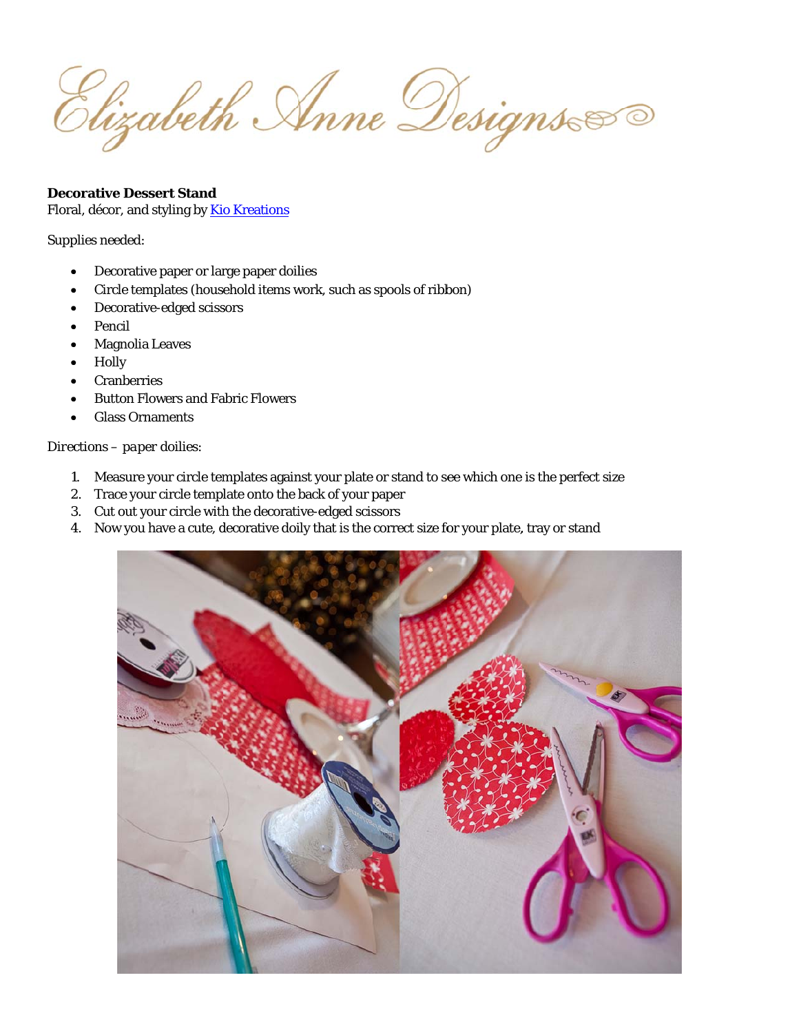Elizabeth Anne Designs

**Decorative Dessert Stand**
Floral, décor, and styling by [Kio Kreations]

Supplies needed:

- Decorative paper or large paper doilies
- Circle templates (household items work, such as spools of ribbon)
- Decorative-edged scissors
- Pencil
- Magnolia Leaves
- Holly
- Cranberries
- Button Flowers and Fabric Flowers
- Glass Ornaments

*Directions – paper doilies:*

1. Measure your circle templates against your plate or stand to see which one is the perfect size
2. Trace your circle template onto the back of your paper
3. Cut out your circle with the decorative-edged scissors
4. Now you have a cute, decorative doily that is the correct size for your plate, tray or stand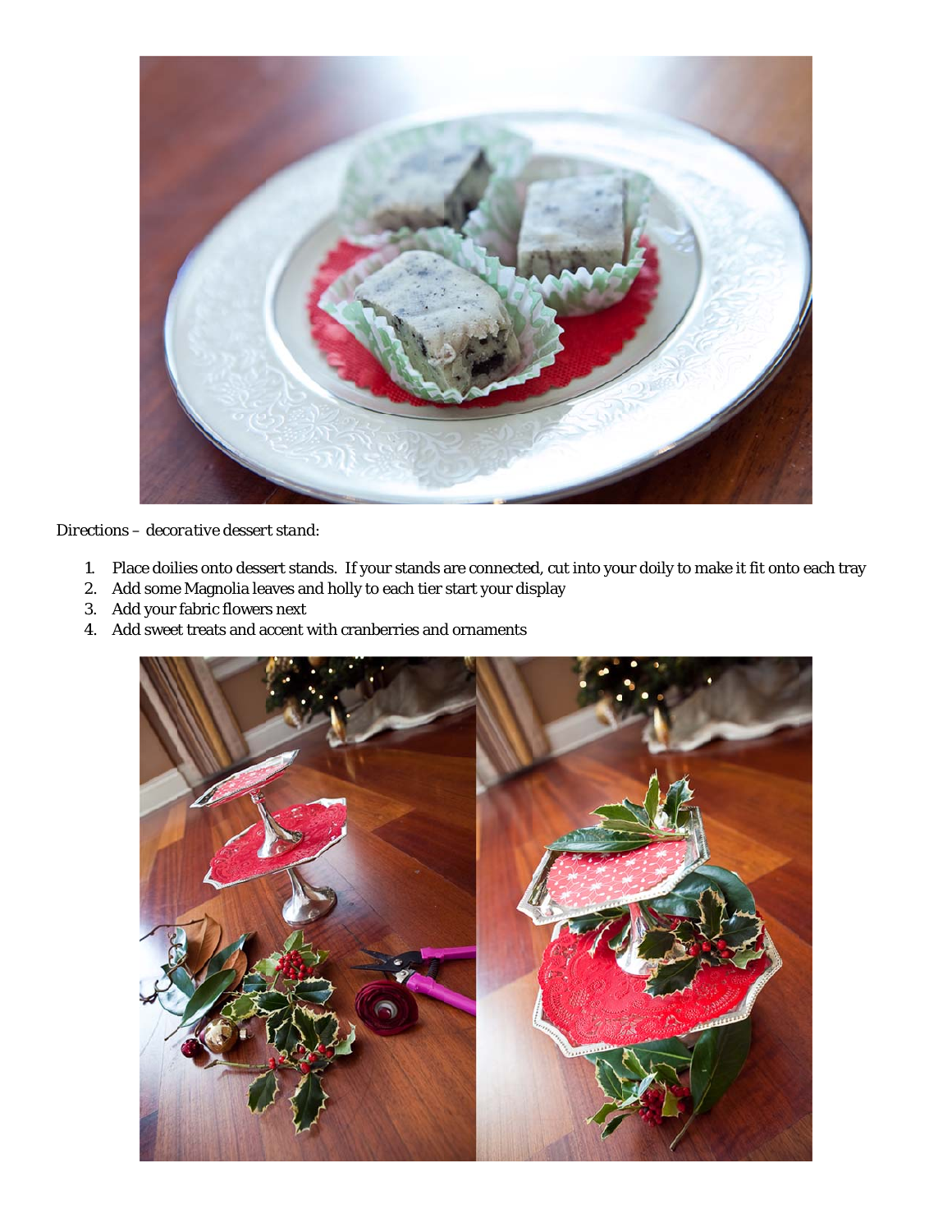*Directions – decorative dessert stand:*

1. Place doilies onto dessert stands. If your stands are connected, cut into your doily to make it fit onto each tray
2. Add some Magnolia leaves and holly to each tier start your display
3. Add your fabric flowers next
4. Add sweet treats and accent with cranberries and ornaments